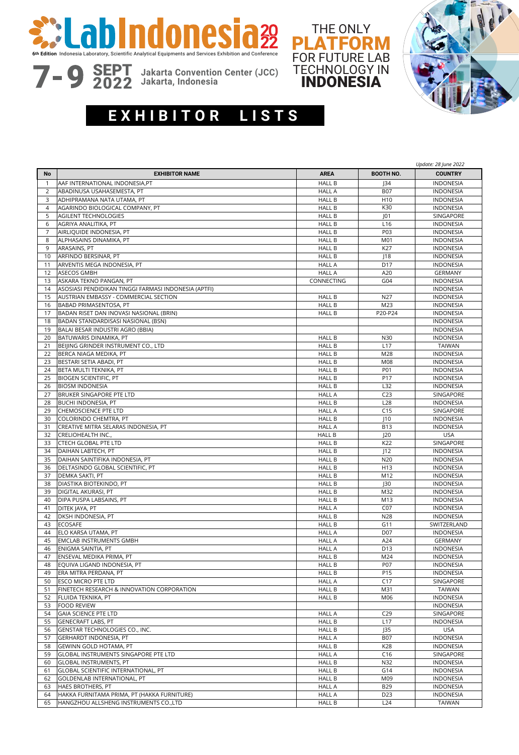# LabIndonesia 2022

**6th Edition** Indonesia Laboratory, Scientific Analytical Equipments and Services Exhibition and Conference

**7 - 9 SEPT 2022** Jakarta Convention Center (JCC) Jakarta, Indonesia

THE ONLY **PLATFORM** FOR FUTURE LAB TECHNOLOGY IN **INDONESIA**

## EXHIBITOR LISTS

*Update: 28 June 2022*

| No | EXHIBITOR NAME | AREA | BOOTH NO. | COUNTRY |
|---|---|---|---|---|
| 1 | AAF INTERNATIONAL INDONESIA,PT | HALL B | J34 | INDONESIA |
| 2 | ABADINUSA USAHASEMESTA, PT | HALL A | B07 | INDONESIA |
| 3 | ADHIPRAMANA NATA UTAMA, PT | HALL B | H10 | INDONESIA |
| 4 | AGARINDO BIOLOGICAL COMPANY, PT | HALL B | K30 | INDONESIA |
| 5 | AGILENT TECHNOLOGIES | HALL B | J01 | SINGAPORE |
| 6 | AGRIYA ANALITIKA, PT | HALL B | L16 | INDONESIA |
| 7 | AIRLIQUIDE INDONESIA, PT | HALL B | P03 | INDONESIA |
| 8 | ALPHASAINS DINAMIKA, PT | HALL B | M01 | INDONESIA |
| 9 | ARASAINS, PT | HALL B | K27 | INDONESIA |
| 10 | ARFINDO BERSINAR, PT | HALL B | J18 | INDONESIA |
| 11 | ARVENTIS MEGA INDONESIA, PT | HALL A | D17 | INDONESIA |
| 12 | ASECOS GMBH | HALL A | A20 | GERMANY |
| 13 | ASKARA TEKNO PANGAN, PT | CONNECTING | G04 | INDONESIA |
| 14 | ASOSIASI PENDIDIKAN TINGGI FARMASI INDONESIA (APTFI) | | | INDONESIA |
| 15 | AUSTRIAN EMBASSY - COMMERCIAL SECTION | HALL B | N27 | INDONESIA |
| 16 | BABAD PRIMASENTOSA, PT | HALL B | M23 | INDONESIA |
| 17 | BADAN RISET DAN INOVASI NASIONAL (BRIN) | HALL B | P20-P24 | INDONESIA |
| 18 | BADAN STANDARDISASI NASIONAL (BSN) | | | INDONESIA |
| 19 | BALAI BESAR INDUSTRI AGRO (BBIA) | | | INDONESIA |
| 20 | BATUWARIS DINAMIKA, PT | HALL B | N30 | INDONESIA |
| 21 | BEIJING GRINDER INSTRUMENT CO., LTD | HALL B | L17 | TAIWAN |
| 22 | BERCA NIAGA MEDIKA, PT | HALL B | M28 | INDONESIA |
| 23 | BESTARI SETIA ABADI, PT | HALL B | M08 | INDONESIA |
| 24 | BETA MULTI TEKNIKA, PT | HALL B | P01 | INDONESIA |
| 25 | BIOGEN SCIENTIFIC, PT | HALL B | P17 | INDONESIA |
| 26 | BIOSM INDONESIA | HALL B | L32 | INDONESIA |
| 27 | BRUKER SINGAPORE PTE LTD | HALL A | C23 | SINGAPORE |
| 28 | BUCHI INDONESIA, PT | HALL B | L28 | INDONESIA |
| 29 | CHEMOSCIENCE PTE LTD | HALL A | C15 | SINGAPORE |
| 30 | COLORINDO CHEMTRA, PT | HALL B | J10 | INDONESIA |
| 31 | CREATIVE MITRA SELARAS INDONESIA, PT | HALL A | B13 | INDONESIA |
| 32 | CRELIOHEALTH INC., | HALL B | J20 | USA |
| 33 | CTECH GLOBAL PTE LTD | HALL B | K22 | SINGAPORE |
| 34 | DAIHAN LABTECH, PT | HALL B | J12 | INDONESIA |
| 35 | DAIHAN SAINTIFIKA INDONESIA, PT | HALL B | N20 | INDONESIA |
| 36 | DELTASINDO GLOBAL SCIENTIFIC, PT | HALL B | H13 | INDONESIA |
| 37 | DEMKA SAKTI, PT | HALL B | M12 | INDONESIA |
| 38 | DIASTIKA BIOTEKINDO, PT | HALL B | J30 | INDONESIA |
| 39 | DIGITAL AKURASI, PT | HALL B | M32 | INDONESIA |
| 40 | DIPA PUSPA LABSAINS, PT | HALL B | M13 | INDONESIA |
| 41 | DITEK JAYA, PT | HALL A | C07 | INDONESIA |
| 42 | DKSH INDONESIA, PT | HALL B | N28 | INDONESIA |
| 43 | ECOSAFE | HALL B | G11 | SWITZERLAND |
| 44 | ELO KARSA UTAMA, PT | HALL A | D07 | INDONESIA |
| 45 | EMCLAB INSTRUMENTS GMBH | HALL A | A24 | GERMANY |
| 46 | ENIGMA SAINTIA, PT | HALL A | D13 | INDONESIA |
| 47 | ENSEVAL MEDIKA PRIMA, PT | HALL B | M24 | INDONESIA |
| 48 | EQUIVA LIGAND INDONESIA, PT | HALL B | P07 | INDONESIA |
| 49 | ERA MITRA PERDANA, PT | HALL B | P15 | INDONESIA |
| 50 | ESCO MICRO PTE LTD | HALL A | C17 | SINGAPORE |
| 51 | FINETECH RESEARCH & INNOVATION CORPORATION | HALL B | M31 | TAIWAN |
| 52 | FLUIDA TEKNIKA, PT | HALL B | M06 | INDONESIA |
| 53 | FOOD REVIEW | | | INDONESIA |
| 54 | GAIA SCIENCE PTE LTD | HALL A | C29 | SINGAPORE |
| 55 | GENECRAFT LABS, PT | HALL B | L17 | INDONESIA |
| 56 | GENSTAR TECHNOLOGIES CO., INC. | HALL B | J35 | USA |
| 57 | GERHARDT INDONESIA, PT | HALL A | B07 | INDONESIA |
| 58 | GEWINN GOLD HOTAMA, PT | HALL B | K28 | INDONESIA |
| 59 | GLOBAL INSTRUMENTS SINGAPORE PTE LTD | HALL A | C16 | SINGAPORE |
| 60 | GLOBAL INSTRUMENTS, PT | HALL B | N32 | INDONESIA |
| 61 | GLOBAL SCIENTIFIC INTERNATIONAL, PT | HALL B | G14 | INDONESIA |
| 62 | GOLDENLAB INTERNATIONAL, PT | HALL B | M09 | INDONESIA |
| 63 | HAES BROTHERS, PT | HALL A | B29 | INDONESIA |
| 64 | HAKKA FURNITAMA PRIMA, PT (HAKKA FURNITURE) | HALL A | D23 | INDONESIA |
| 65 | HANGZHOU ALLSHENG INSTRUMENTS CO.,LTD | HALL B | L24 | TAIWAN |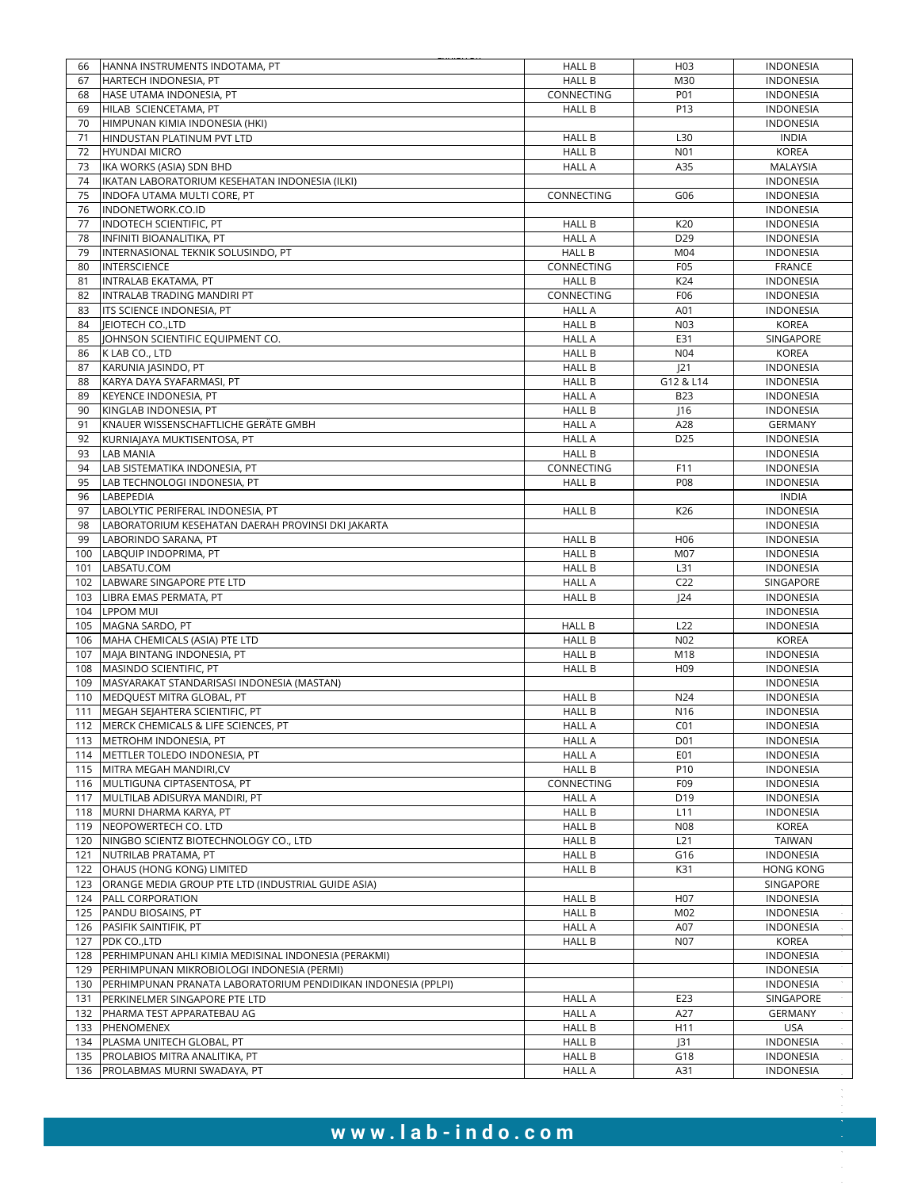| 66 | HANNA INSTRUMENTS INDOTAMA, PT | HALL B | H03 | INDONESIA |
|---|---|---|---|---|
| 67 | HARTECH INDONESIA, PT | HALL B | M30 | INDONESIA |
| 68 | HASE UTAMA INDONESIA, PT | CONNECTING | P01 | INDONESIA |
| 69 | HILAB SCIENCETAMA, PT | HALL B | P13 | INDONESIA |
| 70 | HIMPUNAN KIMIA INDONESIA (HKI) | | | INDONESIA |
| 71 | HINDUSTAN PLATINUM PVT LTD | HALL B | L30 | INDIA |
| 72 | HYUNDAI MICRO | HALL B | N01 | KOREA |
| 73 | IKA WORKS (ASIA) SDN BHD | HALL A | A35 | MALAYSIA |
| 74 | IKATAN LABORATORIUM KESEHATAN INDONESIA (ILKI) | | | INDONESIA |
| 75 | INDOFA UTAMA MULTI CORE, PT | CONNECTING | G06 | INDONESIA |
| 76 | INDONETWORK.CO.ID | | | INDONESIA |
| 77 | INDOTECH SCIENTIFIC, PT | HALL B | K20 | INDONESIA |
| 78 | INFINITI BIOANALITIKA, PT | HALL A | D29 | INDONESIA |
| 79 | INTERNASIONAL TEKNIK SOLUSINDO, PT | HALL B | M04 | INDONESIA |
| 80 | INTERSCIENCE | CONNECTING | F05 | FRANCE |
| 81 | INTRALAB EKATAMA, PT | HALL B | K24 | INDONESIA |
| 82 | INTRALAB TRADING MANDIRI PT | CONNECTING | F06 | INDONESIA |
| 83 | ITS SCIENCE INDONESIA, PT | HALL A | A01 | INDONESIA |
| 84 | JEIOTECH CO.,LTD | HALL B | N03 | KOREA |
| 85 | JOHNSON SCIENTIFIC EQUIPMENT CO. | HALL A | E31 | SINGAPORE |
| 86 | K LAB CO., LTD | HALL B | N04 | KOREA |
| 87 | KARUNIA JASINDO, PT | HALL B | J21 | INDONESIA |
| 88 | KARYA DAYA SYAFARMASI, PT | HALL B | G12 & L14 | INDONESIA |
| 89 | KEYENCE INDONESIA, PT | HALL A | B23 | INDONESIA |
| 90 | KINGLAB INDONESIA, PT | HALL B | J16 | INDONESIA |
| 91 | KNAUER WISSENSCHAFTLICHE GERÄTE GMBH | HALL A | A28 | GERMANY |
| 92 | KURNIAJAYA MUKTISENTOSA, PT | HALL A | D25 | INDONESIA |
| 93 | LAB MANIA | HALL B | | INDONESIA |
| 94 | LAB SISTEMATIKA INDONESIA, PT | CONNECTING | F11 | INDONESIA |
| 95 | LAB TECHNOLOGI INDONESIA, PT | HALL B | P08 | INDONESIA |
| 96 | LABEPEDIA | | | INDIA |
| 97 | LABOLYTIC PERIFERAL INDONESIA, PT | HALL B | K26 | INDONESIA |
| 98 | LABORATORIUM KESEHATAN DAERAH PROVINSI DKI JAKARTA | | | INDONESIA |
| 99 | LABORINDO SARANA, PT | HALL B | H06 | INDONESIA |
| 100 | LABQUIP INDOPRIMA, PT | HALL B | M07 | INDONESIA |
| 101 | LABSATU.COM | HALL B | L31 | INDONESIA |
| 102 | LABWARE SINGAPORE PTE LTD | HALL A | C22 | SINGAPORE |
| 103 | LIBRA EMAS PERMATA, PT | HALL B | J24 | INDONESIA |
| 104 | LPPOM MUI | | | INDONESIA |
| 105 | MAGNA SARDO, PT | HALL B | L22 | INDONESIA |
| 106 | MAHA CHEMICALS (ASIA) PTE LTD | HALL B | N02 | KOREA |
| 107 | MAJA BINTANG INDONESIA, PT | HALL B | M18 | INDONESIA |
| 108 | MASINDO SCIENTIFIC, PT | HALL B | H09 | INDONESIA |
| 109 | MASYARAKAT STANDARISASI INDONESIA (MASTAN) | | | INDONESIA |
| 110 | MEDQUEST MITRA GLOBAL, PT | HALL B | N24 | INDONESIA |
| 111 | MEGAH SEJAHTERA SCIENTIFIC, PT | HALL B | N16 | INDONESIA |
| 112 | MERCK CHEMICALS & LIFE SCIENCES, PT | HALL A | C01 | INDONESIA |
| 113 | METROHM INDONESIA, PT | HALL A | D01 | INDONESIA |
| 114 | METTLER TOLEDO INDONESIA, PT | HALL A | E01 | INDONESIA |
| 115 | MITRA MEGAH MANDIRI,CV | HALL B | P10 | INDONESIA |
| 116 | MULTIGUNA CIPTASENTOSA, PT | CONNECTING | F09 | INDONESIA |
| 117 | MULTILAB ADISURYA MANDIRI, PT | HALL A | D19 | INDONESIA |
| 118 | MURNI DHARMA KARYA, PT | HALL B | L11 | INDONESIA |
| 119 | NEOPOWERTECH CO. LTD | HALL B | N08 | KOREA |
| 120 | NINGBO SCIENTZ BIOTECHNOLOGY CO., LTD | HALL B | L21 | TAIWAN |
| 121 | NUTRILAB PRATAMA, PT | HALL B | G16 | INDONESIA |
| 122 | OHAUS (HONG KONG) LIMITED | HALL B | K31 | HONG KONG |
| 123 | ORANGE MEDIA GROUP PTE LTD (INDUSTRIAL GUIDE ASIA) | | | SINGAPORE |
| 124 | PALL CORPORATION | HALL B | H07 | INDONESIA |
| 125 | PANDU BIOSAINS, PT | HALL B | M02 | INDONESIA |
| 126 | PASIFIK SAINTIFIK, PT | HALL A | A07 | INDONESIA |
| 127 | PDK CO.,LTD | HALL B | N07 | KOREA |
| 128 | PERHIMPUNAN AHLI KIMIA MEDISINAL INDONESIA (PERAKMI) | | | INDONESIA |
| 129 | PERHIMPUNAN MIKROBIOLOGI INDONESIA (PERMI) | | | INDONESIA |
| 130 | PERHIMPUNAN PRANATA LABORATORIUM PENDIDIKAN INDONESIA (PPLPI) | | | INDONESIA |
| 131 | PERKINELMER SINGAPORE PTE LTD | HALL A | E23 | SINGAPORE |
| 132 | PHARMA TEST APPARATEBAU AG | HALL A | A27 | GERMANY |
| 133 | PHENOMENEX | HALL B | H11 | USA |
| 134 | PLASMA UNITECH GLOBAL, PT | HALL B | J31 | INDONESIA |
| 135 | PROLABIOS MITRA ANALITIKA, PT | HALL B | G18 | INDONESIA |
| 136 | PROLABMAS MURNI SWADAYA, PT | HALL A | A31 | INDONESIA |

**www.lab-indo.com**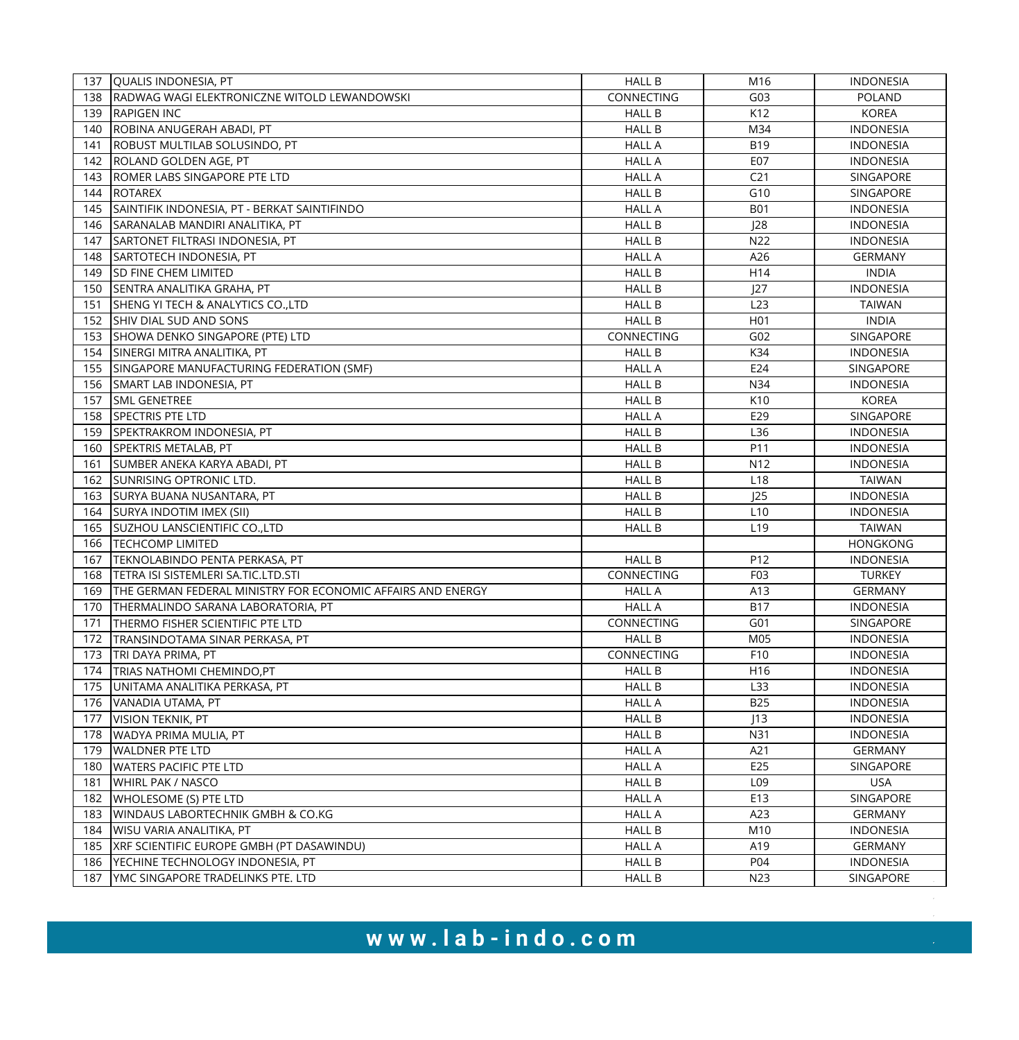| | | | | |
|---|---|---|---|---|
| 137 | QUALIS INDONESIA, PT | HALL B | M16 | INDONESIA |
| 138 | RADWAG WAGI ELEKTRONICZNE WITOLD LEWANDOWSKI | CONNECTING | G03 | POLAND |
| 139 | RAPIGEN INC | HALL B | K12 | KOREA |
| 140 | ROBINA ANUGERAH ABADI, PT | HALL B | M34 | INDONESIA |
| 141 | ROBUST MULTILAB SOLUSINDO, PT | HALL A | B19 | INDONESIA |
| 142 | ROLAND GOLDEN AGE, PT | HALL A | E07 | INDONESIA |
| 143 | ROMER LABS SINGAPORE PTE LTD | HALL A | C21 | SINGAPORE |
| 144 | ROTAREX | HALL B | G10 | SINGAPORE |
| 145 | SAINTIFIK INDONESIA, PT - BERKAT SAINTIFINDO | HALL A | B01 | INDONESIA |
| 146 | SARANALAB MANDIRI ANALITIKA, PT | HALL B | J28 | INDONESIA |
| 147 | SARTONET FILTRASI INDONESIA, PT | HALL B | N22 | INDONESIA |
| 148 | SARTOTECH INDONESIA, PT | HALL A | A26 | GERMANY |
| 149 | SD FINE CHEM LIMITED | HALL B | H14 | INDIA |
| 150 | SENTRA ANALITIKA GRAHA, PT | HALL B | J27 | INDONESIA |
| 151 | SHENG YI TECH & ANALYTICS CO.,LTD | HALL B | L23 | TAIWAN |
| 152 | SHIV DIAL SUD AND SONS | HALL B | H01 | INDIA |
| 153 | SHOWA DENKO SINGAPORE (PTE) LTD | CONNECTING | G02 | SINGAPORE |
| 154 | SINERGI MITRA ANALITIKA, PT | HALL B | K34 | INDONESIA |
| 155 | SINGAPORE MANUFACTURING FEDERATION (SMF) | HALL A | E24 | SINGAPORE |
| 156 | SMART LAB INDONESIA, PT | HALL B | N34 | INDONESIA |
| 157 | SML GENETREE | HALL B | K10 | KOREA |
| 158 | SPECTRIS PTE LTD | HALL A | E29 | SINGAPORE |
| 159 | SPEKTRAKROM INDONESIA, PT | HALL B | L36 | INDONESIA |
| 160 | SPEKTRIS METALAB, PT | HALL B | P11 | INDONESIA |
| 161 | SUMBER ANEKA KARYA ABADI, PT | HALL B | N12 | INDONESIA |
| 162 | SUNRISING OPTRONIC LTD. | HALL B | L18 | TAIWAN |
| 163 | SURYA BUANA NUSANTARA, PT | HALL B | J25 | INDONESIA |
| 164 | SURYA INDOTIM IMEX (SII) | HALL B | L10 | INDONESIA |
| 165 | SUZHOU LANSCIENTIFIC CO.,LTD | HALL B | L19 | TAIWAN |
| 166 | TECHCOMP LIMITED | | | HONGKONG |
| 167 | TEKNOLABINDO PENTA PERKASA, PT | HALL B | P12 | INDONESIA |
| 168 | TETRA ISI SISTEMLERI SA.TIC.LTD.STI | CONNECTING | F03 | TURKEY |
| 169 | THE GERMAN FEDERAL MINISTRY FOR ECONOMIC AFFAIRS AND ENERGY | HALL A | A13 | GERMANY |
| 170 | THERMALINDO SARANA LABORATORIA, PT | HALL A | B17 | INDONESIA |
| 171 | THERMO FISHER SCIENTIFIC PTE LTD | CONNECTING | G01 | SINGAPORE |
| 172 | TRANSINDOTAMA SINAR PERKASA, PT | HALL B | M05 | INDONESIA |
| 173 | TRI DAYA PRIMA, PT | CONNECTING | F10 | INDONESIA |
| 174 | TRIAS NATHOMI CHEMINDO,PT | HALL B | H16 | INDONESIA |
| 175 | UNITAMA ANALITIKA PERKASA, PT | HALL B | L33 | INDONESIA |
| 176 | VANADIA UTAMA, PT | HALL A | B25 | INDONESIA |
| 177 | VISION TEKNIK, PT | HALL B | J13 | INDONESIA |
| 178 | WADYA PRIMA MULIA, PT | HALL B | N31 | INDONESIA |
| 179 | WALDNER PTE LTD | HALL A | A21 | GERMANY |
| 180 | WATERS PACIFIC PTE LTD | HALL A | E25 | SINGAPORE |
| 181 | WHIRL PAK / NASCO | HALL B | L09 | USA |
| 182 | WHOLESOME (S) PTE LTD | HALL A | E13 | SINGAPORE |
| 183 | WINDAUS LABORTECHNIK GMBH & CO.KG | HALL A | A23 | GERMANY |
| 184 | WISU VARIA ANALITIKA, PT | HALL B | M10 | INDONESIA |
| 185 | XRF SCIENTIFIC EUROPE GMBH (PT DASAWINDU) | HALL A | A19 | GERMANY |
| 186 | YECHINE TECHNOLOGY INDONESIA, PT | HALL B | P04 | INDONESIA |
| 187 | YMC SINGAPORE TRADELINKS PTE. LTD | HALL B | N23 | SINGAPORE |

www.lab-indo.com